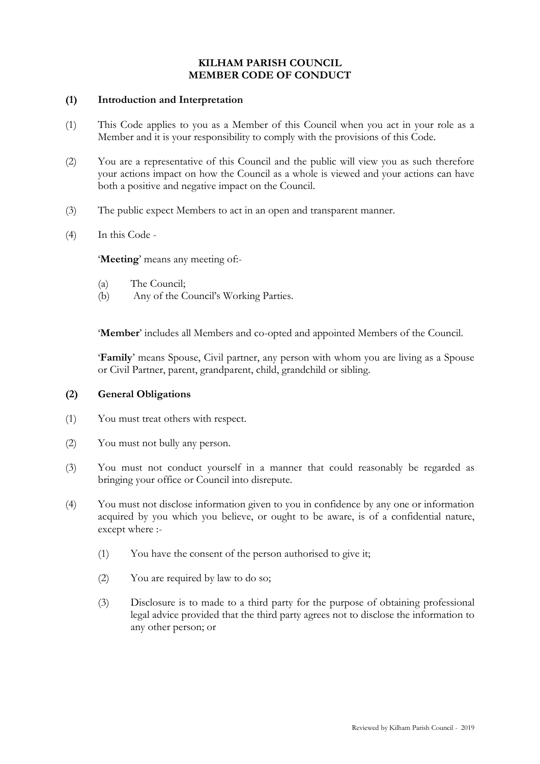# KILHAM PARISH COUNCIL
# MEMBER CODE OF CONDUCT

## (1) Introduction and Interpretation

(1) This Code applies to you as a Member of this Council when you act in your role as a Member and it is your responsibility to comply with the provisions of this Code.

(2) You are a representative of this Council and the public will view you as such therefore your actions impact on how the Council as a whole is viewed and your actions can have both a positive and negative impact on the Council.

(3) The public expect Members to act in an open and transparent manner.

(4) In this Code -

'**Meeting**' means any meeting of:-

(a) The Council;
(b) Any of the Council's Working Parties.

'**Member**' includes all Members and co-opted and appointed Members of the Council.

'**Family**' means Spouse, Civil partner, any person with whom you are living as a Spouse or Civil Partner, parent, grandparent, child, grandchild or sibling.

## (2) General Obligations

(1) You must treat others with respect.

(2) You must not bully any person.

(3) You must not conduct yourself in a manner that could reasonably be regarded as bringing your office or Council into disrepute.

(4) You must not disclose information given to you in confidence by any one or information acquired by you which you believe, or ought to be aware, is of a confidential nature, except where :-

(1) You have the consent of the person authorised to give it;

(2) You are required by law to do so;

(3) Disclosure is to made to a third party for the purpose of obtaining professional legal advice provided that the third party agrees not to disclose the information to any other person; or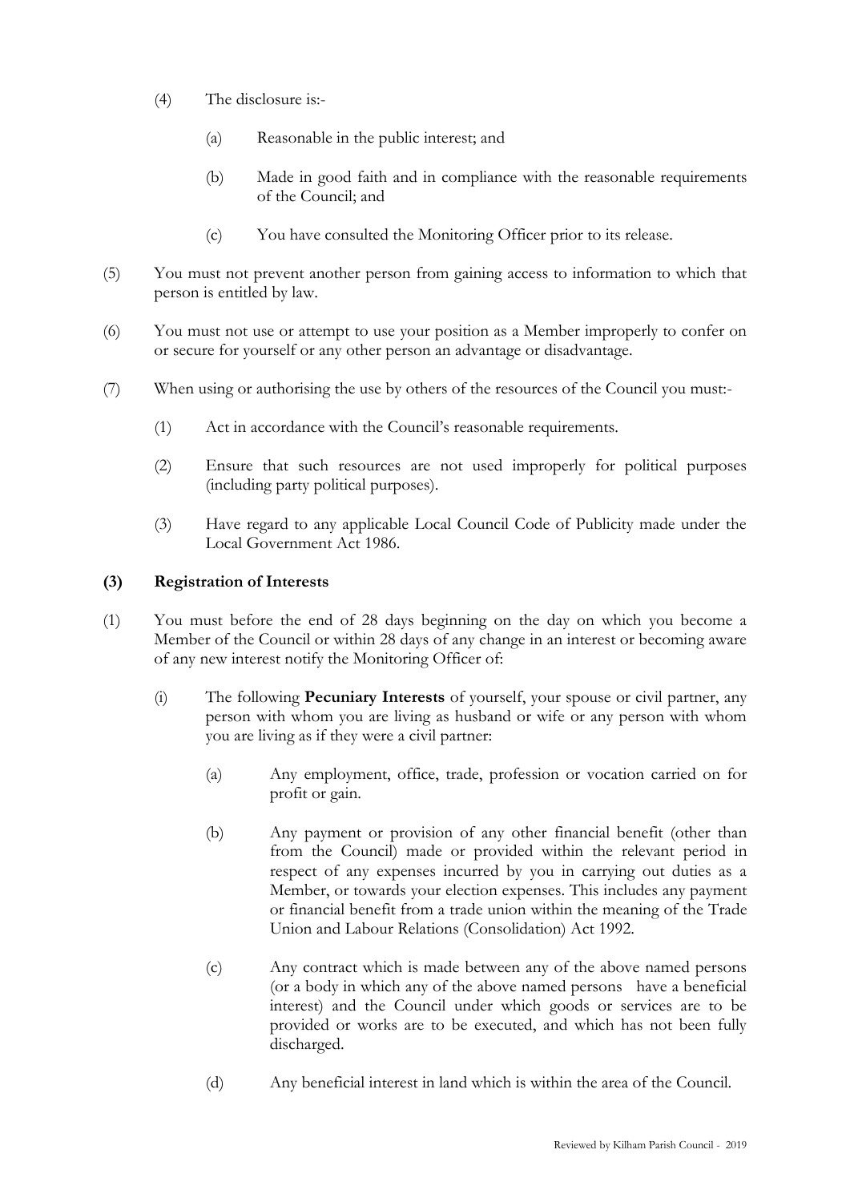(4) The disclosure is:-

(a) Reasonable in the public interest; and

(b) Made in good faith and in compliance with the reasonable requirements of the Council; and

(c) You have consulted the Monitoring Officer prior to its release.

(5) You must not prevent another person from gaining access to information to which that person is entitled by law.

(6) You must not use or attempt to use your position as a Member improperly to confer on or secure for yourself or any other person an advantage or disadvantage.

(7) When using or authorising the use by others of the resources of the Council you must:-

(1) Act in accordance with the Council's reasonable requirements.

(2) Ensure that such resources are not used improperly for political purposes (including party political purposes).

(3) Have regard to any applicable Local Council Code of Publicity made under the Local Government Act 1986.

### (3) Registration of Interests

(1) You must before the end of 28 days beginning on the day on which you become a Member of the Council or within 28 days of any change in an interest or becoming aware of any new interest notify the Monitoring Officer of:

(i) The following **Pecuniary Interests** of yourself, your spouse or civil partner, any person with whom you are living as husband or wife or any person with whom you are living as if they were a civil partner:

(a) Any employment, office, trade, profession or vocation carried on for profit or gain.

(b) Any payment or provision of any other financial benefit (other than from the Council) made or provided within the relevant period in respect of any expenses incurred by you in carrying out duties as a Member, or towards your election expenses. This includes any payment or financial benefit from a trade union within the meaning of the Trade Union and Labour Relations (Consolidation) Act 1992.

(c) Any contract which is made between any of the above named persons (or a body in which any of the above named persons have a beneficial interest) and the Council under which goods or services are to be provided or works are to be executed, and which has not been fully discharged.

(d) Any beneficial interest in land which is within the area of the Council.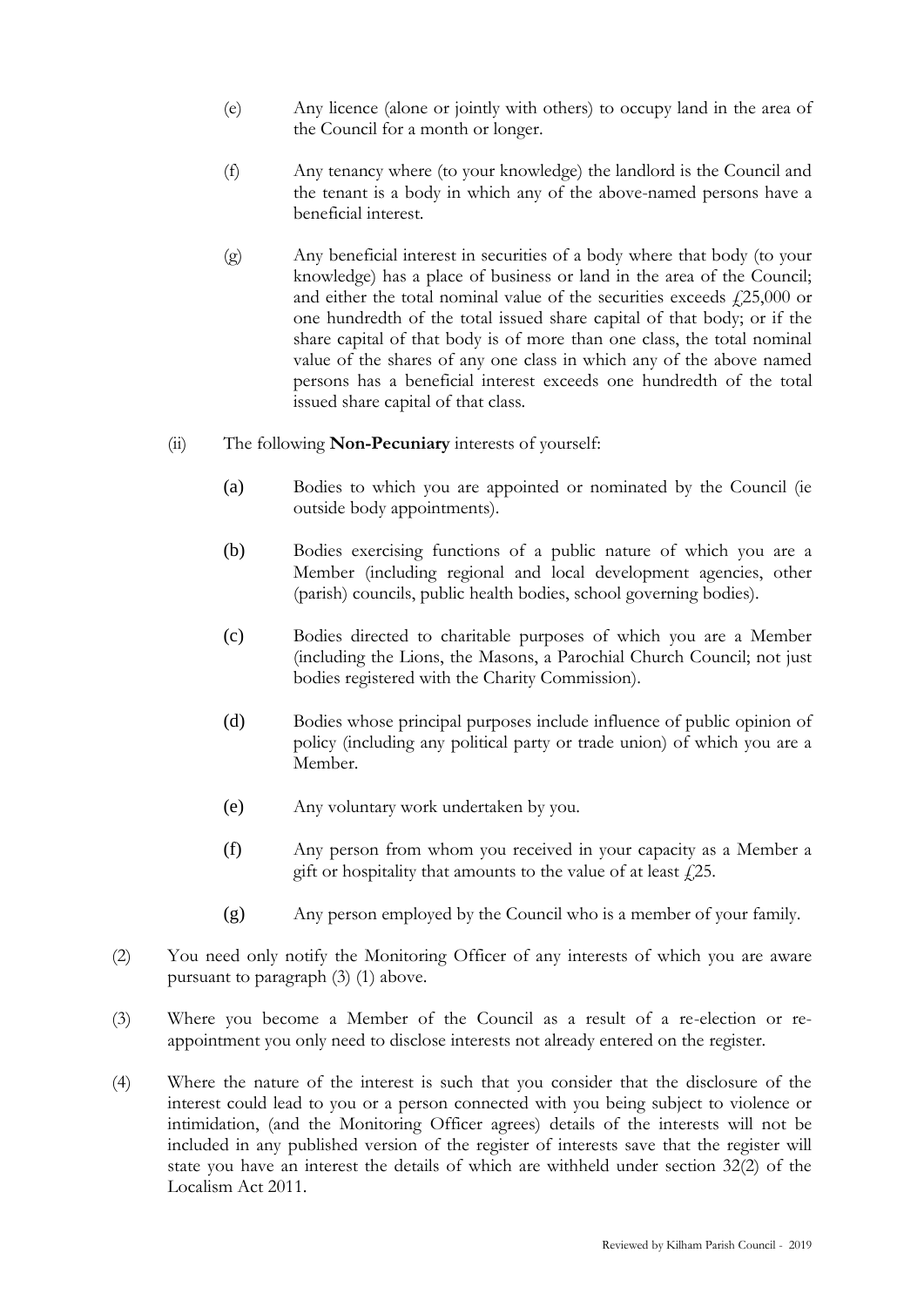(e) Any licence (alone or jointly with others) to occupy land in the area of the Council for a month or longer.

(f) Any tenancy where (to your knowledge) the landlord is the Council and the tenant is a body in which any of the above-named persons have a beneficial interest.

(g) Any beneficial interest in securities of a body where that body (to your knowledge) has a place of business or land in the area of the Council; and either the total nominal value of the securities exceeds £25,000 or one hundredth of the total issued share capital of that body; or if the share capital of that body is of more than one class, the total nominal value of the shares of any one class in which any of the above named persons has a beneficial interest exceeds one hundredth of the total issued share capital of that class.

(ii) The following **Non-Pecuniary** interests of yourself:

(a) Bodies to which you are appointed or nominated by the Council (ie outside body appointments).

(b) Bodies exercising functions of a public nature of which you are a Member (including regional and local development agencies, other (parish) councils, public health bodies, school governing bodies).

(c) Bodies directed to charitable purposes of which you are a Member (including the Lions, the Masons, a Parochial Church Council; not just bodies registered with the Charity Commission).

(d) Bodies whose principal purposes include influence of public opinion of policy (including any political party or trade union) of which you are a Member.

(e) Any voluntary work undertaken by you.

(f) Any person from whom you received in your capacity as a Member a gift or hospitality that amounts to the value of at least £25.

(g) Any person employed by the Council who is a member of your family.

(2) You need only notify the Monitoring Officer of any interests of which you are aware pursuant to paragraph (3) (1) above.

(3) Where you become a Member of the Council as a result of a re-election or re-appointment you only need to disclose interests not already entered on the register.

(4) Where the nature of the interest is such that you consider that the disclosure of the interest could lead to you or a person connected with you being subject to violence or intimidation, (and the Monitoring Officer agrees) details of the interests will not be included in any published version of the register of interests save that the register will state you have an interest the details of which are withheld under section 32(2) of the Localism Act 2011.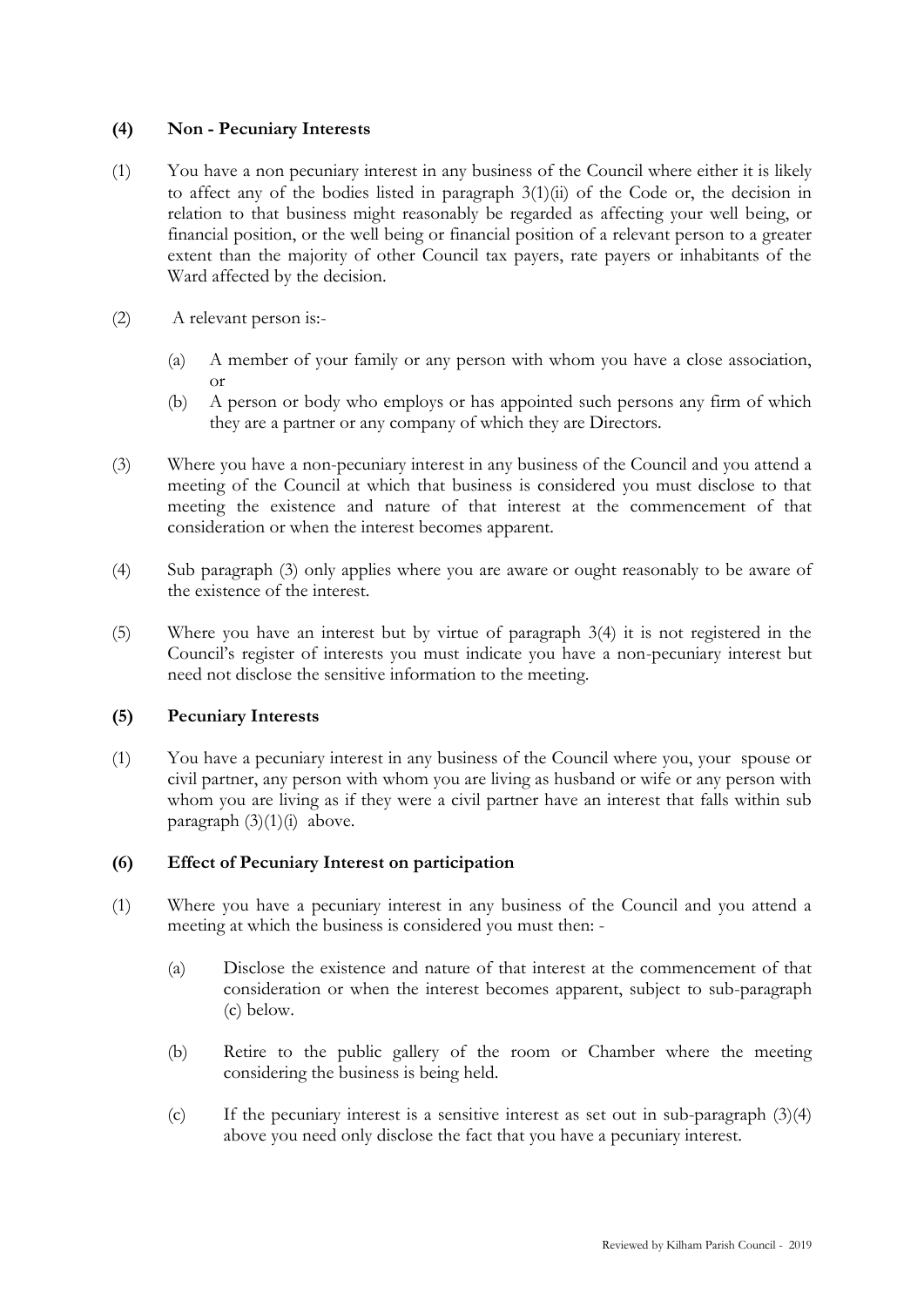## (4) Non - Pecuniary Interests

(1) You have a non pecuniary interest in any business of the Council where either it is likely to affect any of the bodies listed in paragraph 3(1)(ii) of the Code or, the decision in relation to that business might reasonably be regarded as affecting your well being, or financial position, or the well being or financial position of a relevant person to a greater extent than the majority of other Council tax payers, rate payers or inhabitants of the Ward affected by the decision.

(2) A relevant person is:-

- (a) A member of your family or any person with whom you have a close association, or
- (b) A person or body who employs or has appointed such persons any firm of which they are a partner or any company of which they are Directors.

(3) Where you have a non-pecuniary interest in any business of the Council and you attend a meeting of the Council at which that business is considered you must disclose to that meeting the existence and nature of that interest at the commencement of that consideration or when the interest becomes apparent.

(4) Sub paragraph (3) only applies where you are aware or ought reasonably to be aware of the existence of the interest.

(5) Where you have an interest but by virtue of paragraph 3(4) it is not registered in the Council's register of interests you must indicate you have a non-pecuniary interest but need not disclose the sensitive information to the meeting.

## (5) Pecuniary Interests

(1) You have a pecuniary interest in any business of the Council where you, your spouse or civil partner, any person with whom you are living as husband or wife or any person with whom you are living as if they were a civil partner have an interest that falls within sub paragraph (3)(1)(i) above.

## (6) Effect of Pecuniary Interest on participation

(1) Where you have a pecuniary interest in any business of the Council and you attend a meeting at which the business is considered you must then: -

- (a) Disclose the existence and nature of that interest at the commencement of that consideration or when the interest becomes apparent, subject to sub-paragraph (c) below.
- (b) Retire to the public gallery of the room or Chamber where the meeting considering the business is being held.
- (c) If the pecuniary interest is a sensitive interest as set out in sub-paragraph (3)(4) above you need only disclose the fact that you have a pecuniary interest.

Reviewed by Kilham Parish Council - 2019